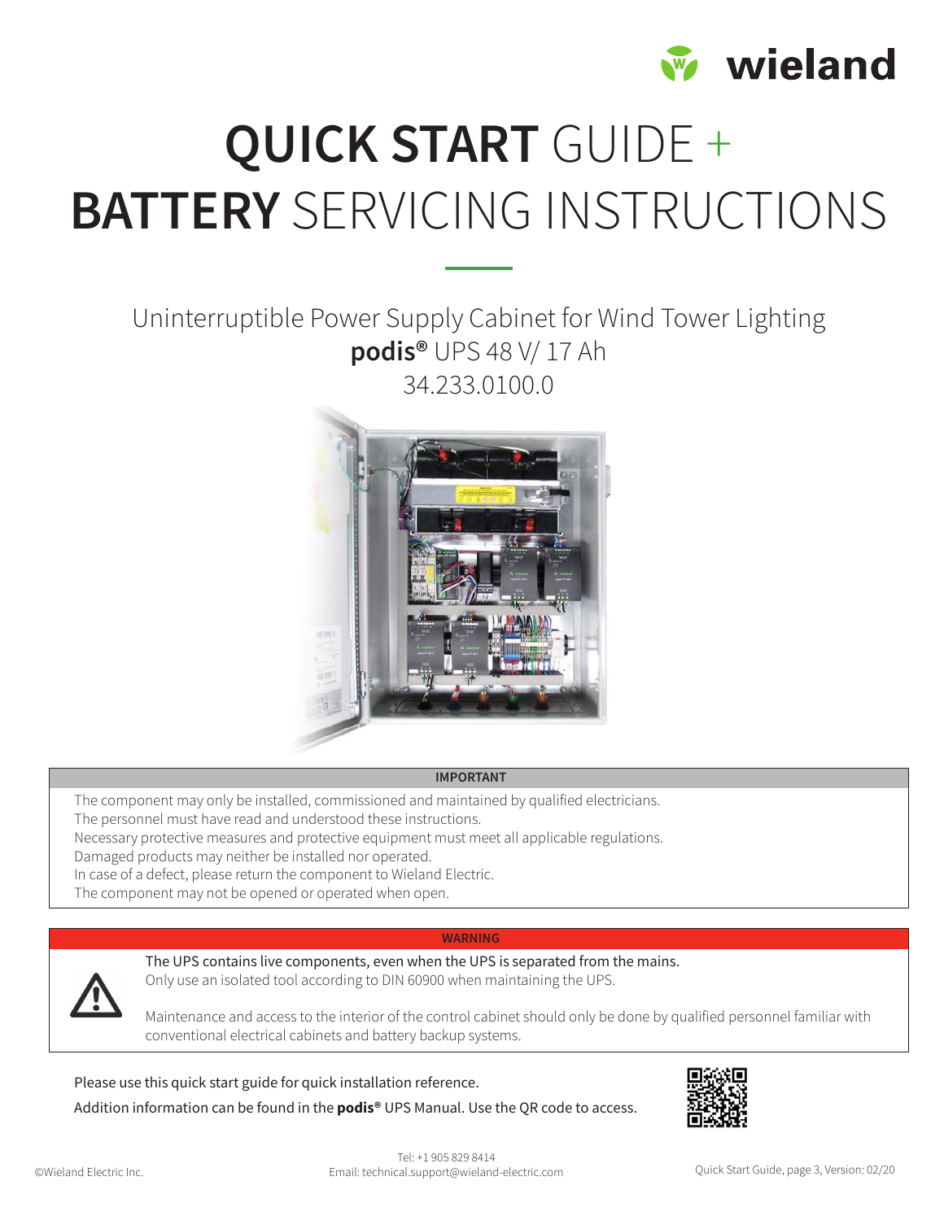# **QUICK START** GUIDE + **BATTERY** SERVICING INSTRUCTIONS

Uninterruptible Power Supply Cabinet for Wind Tower Lighting

**podis®** UPS 48 V/ 17 Ah

34.233.0100.0

**IMPORTANT**

The component may only be installed, commissioned and maintained by qualified electricians.
The personnel must have read and understood these instructions.
Necessary protective measures and protective equipment must meet all applicable regulations.
Damaged products may neither be installed nor operated.
In case of a defect, please return the component to Wieland Electric.
The component may not be opened or operated when open.

**WARNING**

The UPS contains live components, even when the UPS is separated from the mains.
Only use an isolated tool according to DIN 60900 when maintaining the UPS.

Maintenance and access to the interior of the control cabinet should only be done by qualified personnel familiar with conventional electrical cabinets and battery backup systems.

Please use this quick start guide for quick installation reference.

Addition information can be found in the **podis®** UPS Manual. Use the QR code to access.

©Wieland Electric Inc.

Tel: +1 905 829 8414
Email: technical.support@wieland-electric.com

Quick Start Guide, page 3, Version: 02/20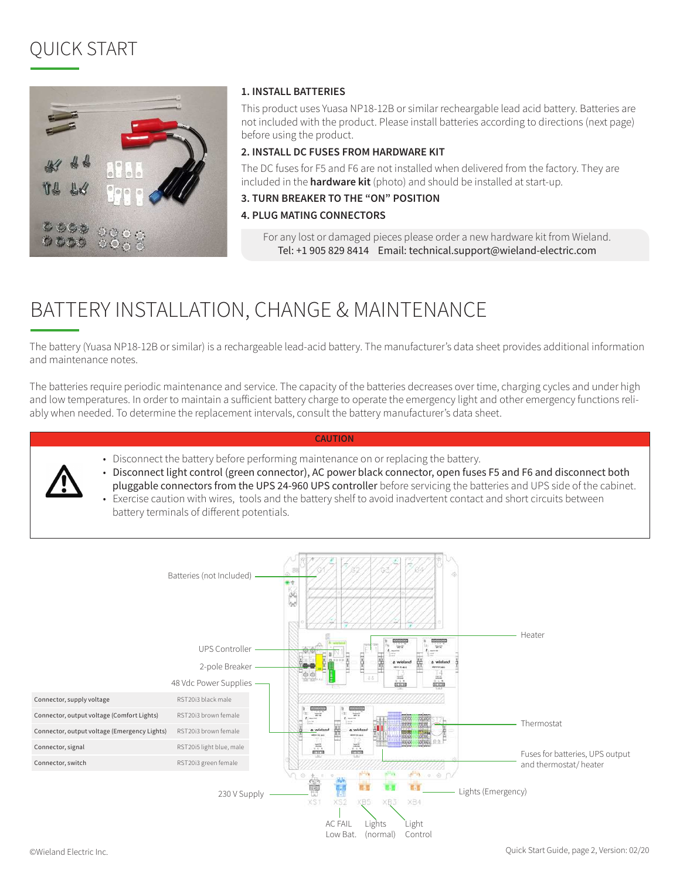# QUICK START

**1. INSTALL BATTERIES**

This product uses Yuasa NP18-12B or similar recheargable lead acid battery. Batteries are not included with the product. Please install batteries according to directions (next page) before using the product.

**2. INSTALL DC FUSES FROM HARDWARE KIT**

The DC fuses for F5 and F6 are not installed when delivered from the factory. They are included in the **hardware kit** (photo) and should be installed at start-up.

**3. TURN BREAKER TO THE “ON” POSITION**

**4. PLUG MATING CONNECTORS**

For any lost or damaged pieces please order a new hardware kit from Wieland.
Tel: +1 905 829 8414 Email: technical.support@wieland-electric.com

# BATTERY INSTALLATION, CHANGE & MAINTENANCE

The battery (Yuasa NP18-12B or similar) is a rechargeable lead-acid battery. The manufacturer’s data sheet provides additional information and maintenance notes.

The batteries require periodic maintenance and service. The capacity of the batteries decreases over time, charging cycles and under high and low temperatures. In order to maintain a sufficient battery charge to operate the emergency light and other emergency functions reliably when needed. To determine the replacement intervals, consult the battery manufacturer’s data sheet.

**CAUTION**

- Disconnect the battery before performing maintenance on or replacing the battery.
- Disconnect light control (green connector), AC power black connector, open fuses F5 and F6 and disconnect both pluggable connectors from the UPS 24-960 UPS controller before servicing the batteries and UPS side of the cabinet.
- Exercise caution with wires, tools and the battery shelf to avoid inadvertent contact and short circuits between battery terminals of different potentials.

| | |
|---|---|
| Connector, supply voltage | RST20i3 black male |
| Connector, output voltage (Comfort Lights) | RST20i3 brown female |
| Connector, output voltage (Emergency Lights) | RST20i3 brown female |
| Connector, signal | RST20i5 light blue, male |
| Connector, switch | RST20i3 green female |

Batteries (Not Included)
UPS Controller
2-pole Breaker
48 Vdc Power Supplies
Heater
Thermostat
Fuses for batteries, UPS output and thermostat/ heater
230 V Supply
Lights (Emergency)
AC FAIL Low Bat.
Lights (normal)
Light Control

©Wieland Electric Inc.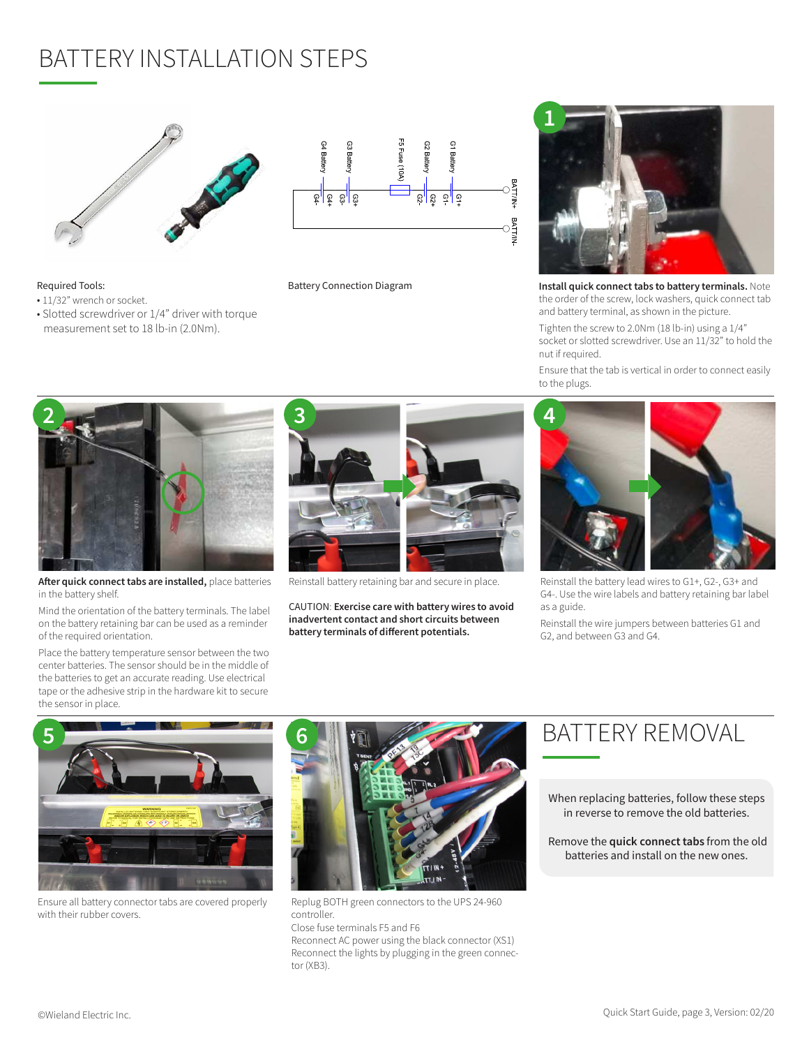# BATTERY INSTALLATION STEPS

Required Tools:

- 11/32" wrench or socket.
- Slotted screwdriver or 1/4" driver with torque measurement set to 18 lb-in (2.0Nm).

Battery Connection Diagram

**1**

**Install quick connect tabs to battery terminals.** Note the order of the screw, lock washers, quick connect tab and battery terminal, as shown in the picture.

Tighten the screw to 2.0Nm (18 lb-in) using a 1/4" socket or slotted screwdriver. Use an 11/32" to hold the nut if required.

Ensure that the tab is vertical in order to connect easily to the plugs.

**2**

**After quick connect tabs are installed,** place batteries in the battery shelf.

Mind the orientation of the battery terminals. The label on the battery retaining bar can be used as a reminder of the required orientation.

Place the battery temperature sensor between the two center batteries. The sensor should be in the middle of the batteries to get an accurate reading. Use electrical tape or the adhesive strip in the hardware kit to secure the sensor in place.

**3**

Reinstall battery retaining bar and secure in place.

CAUTION: **Exercise care with battery wires to avoid inadvertent contact and short circuits between battery terminals of different potentials.**

**4**

Reinstall the battery lead wires to G1+, G2-, G3+ and G4-. Use the wire labels and battery retaining bar label as a guide.

Reinstall the wire jumpers between batteries G1 and G2, and between G3 and G4.

**5**

Ensure all battery connector tabs are covered properly with their rubber covers.

**6**

Replug BOTH green connectors to the UPS 24-960 controller.
Close fuse terminals F5 and F6
Reconnect AC power using the black connector (XS1)
Reconnect the lights by plugging in the green connector (XB3).

# BATTERY REMOVAL

When replacing batteries, follow these steps in reverse to remove the old batteries.

Remove the **quick connect tabs** from the old batteries and install on the new ones.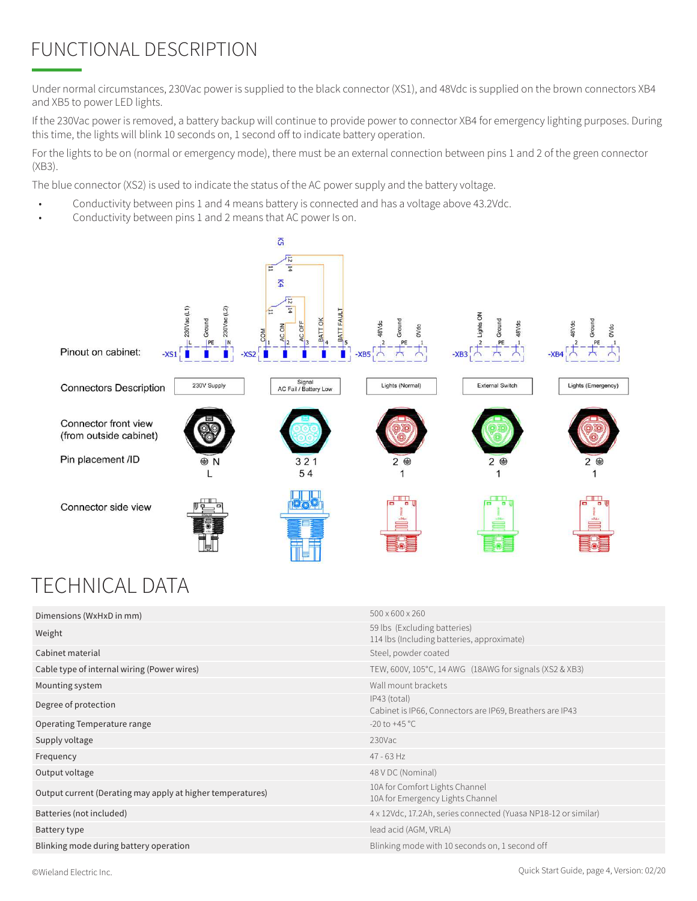# FUNCTIONAL DESCRIPTION

Under normal circumstances, 230Vac power is supplied to the black connector (XS1), and 48Vdc is supplied on the brown connectors XB4 and XB5 to power LED lights.

If the 230Vac power is removed, a battery backup will continue to provide power to connector XB4 for emergency lighting purposes. During this time, the lights will blink 10 seconds on, 1 second off to indicate battery operation.

For the lights to be on (normal or emergency mode), there must be an external connection between pins 1 and 2 of the green connector (XB3).

The blue connector (XS2) is used to indicate the status of the AC power supply and the battery voltage.

- Conductivity between pins 1 and 4 means battery is connected and has a voltage above 43.2Vdc.
- Conductivity between pins 1 and 2 means that AC power Is on.

K5
K4

Pinout on cabinet:

-XS1: L 230Vac (L1), PE Ground, N 230Vac (L2)

-XS2: 1 COM, 2 AC ON, 3 AC OFF, 4 BATT OK, 5 BATT FAULT

-XB5: 2 48Vdc, PE Ground, 1 0Vdc

-XB3: 2 Lights ON, PE Ground, 1 48Vdc

-XB4: 2 48Vdc, PE Ground, 1 0Vdc

Connectors Description: 230V Supply | Signal AC Fail / Battery Low | Lights (Normal) | External Switch | Lights (Emergency)

Connector front view (from outside cabinet)

Pin placement /ID: ⏚ N L | 3 2 1 5 4 | 2 ⏚ 1 | 2 ⏚ 1 | 2 ⏚ 1

Connector side view

# TECHNICAL DATA

| | |
|---|---|
| Dimensions (WxHxD in mm) | 500 x 600 x 260 |
| Weight | 59 lbs (Excluding batteries)<br>114 lbs (Including batteries, approximate) |
| Cabinet material | Steel, powder coated |
| Cable type of internal wiring (Power wires) | TEW, 600V, 105°C, 14 AWG (18AWG for signals (XS2 & XB3) |
| Mounting system | Wall mount brackets |
| Degree of protection | IP43 (total)<br>Cabinet is IP66, Connectors are IP69, Breathers are IP43 |
| Operating Temperature range | -20 to +45 °C |
| Supply voltage | 230Vac |
| Frequency | 47 - 63 Hz |
| Output voltage | 48 V DC (Nominal) |
| Output current (Derating may apply at higher temperatures) | 10A for Comfort Lights Channel<br>10A for Emergency Lights Channel |
| Batteries (not included) | 4 x 12Vdc, 17.2Ah, series connected (Yuasa NP18-12 or similar) |
| Battery type | lead acid (AGM, VRLA) |
| Blinking mode during battery operation | Blinking mode with 10 seconds on, 1 second off |

©Wieland Electric Inc.

Quick Start Guide, page 4, Version: 02/20